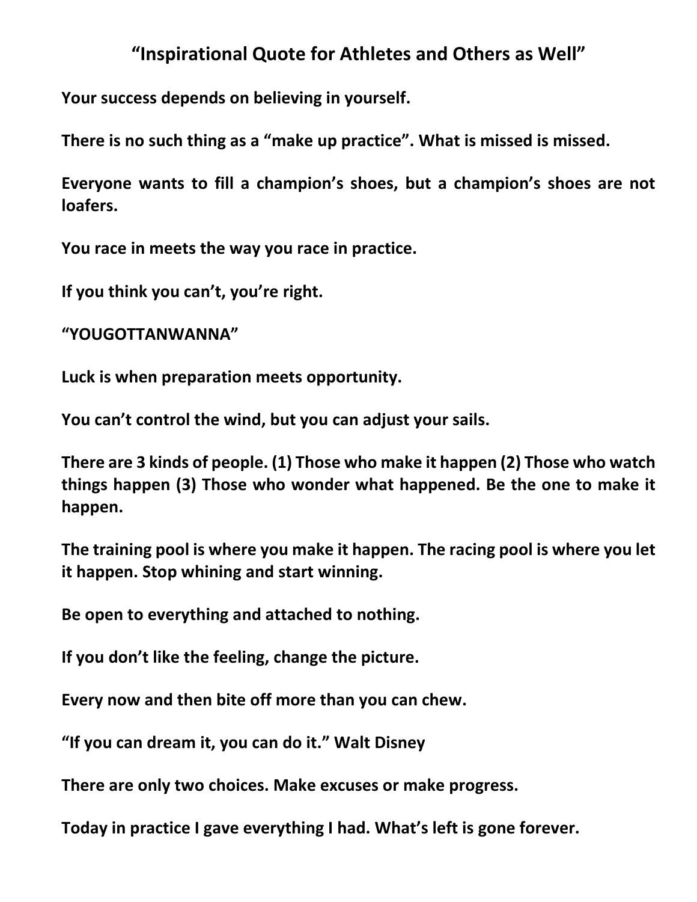# "Inspirational Quote for Athletes and Others as Well"

**Your success depends on believing in yourself.**

**There is no such thing as a "make up practice". What is missed is missed.**

**Everyone wants to fill a champion's shoes, but a champion's shoes are not loafers.**

**You race in meets the way you race in practice.**

**If you think you can't, you're right.**

**"YOUGOTTANWANNA"**

**Luck is when preparation meets opportunity.**

**You can't control the wind, but you can adjust your sails.**

**There are 3 kinds of people. (1) Those who make it happen (2) Those who watch things happen (3) Those who wonder what happened. Be the one to make it happen.**

**The training pool is where you make it happen. The racing pool is where you let it happen. Stop whining and start winning.**

**Be open to everything and attached to nothing.**

**If you don't like the feeling, change the picture.**

**Every now and then bite off more than you can chew.**

**"If you can dream it, you can do it." Walt Disney**

**There are only two choices. Make excuses or make progress.**

**Today in practice I gave everything I had. What's left is gone forever.**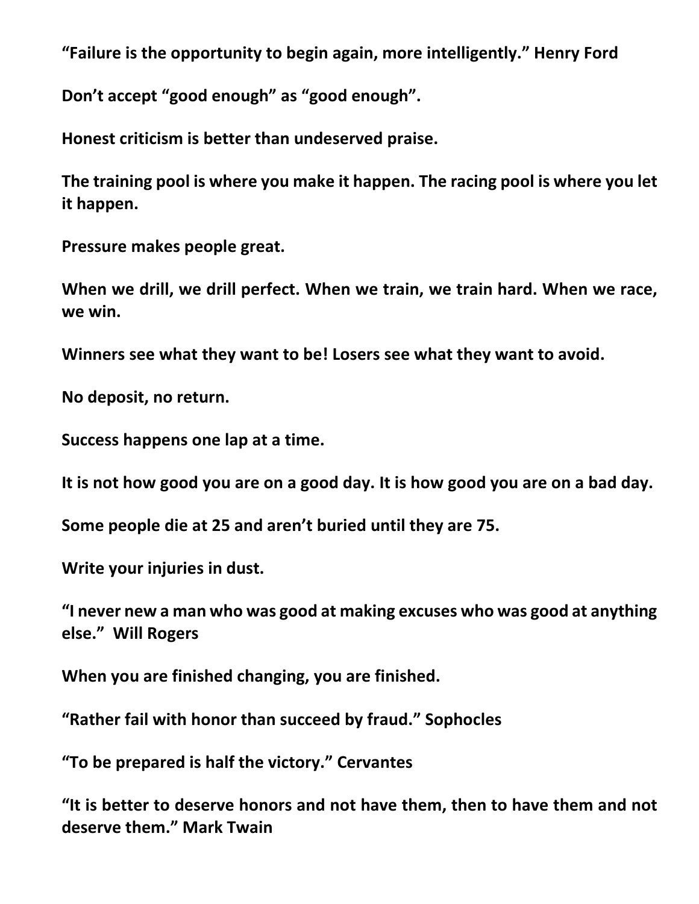**"Failure is the opportunity to begin again, more intelligently." Henry Ford**

**Don't accept "good enough" as "good enough".**

**Honest criticism is better than undeserved praise.**

**The training pool is where you make it happen. The racing pool is where you let it happen.**

**Pressure makes people great.**

**When we drill, we drill perfect. When we train, we train hard. When we race, we win.**

**Winners see what they want to be! Losers see what they want to avoid.**

**No deposit, no return.**

**Success happens one lap at a time.**

**It is not how good you are on a good day. It is how good you are on a bad day.**

**Some people die at 25 and aren't buried until they are 75.**

**Write your injuries in dust.**

**"I never new a man who was good at making excuses who was good at anything else." Will Rogers**

**When you are finished changing, you are finished.**

**"Rather fail with honor than succeed by fraud." Sophocles**

**"To be prepared is half the victory." Cervantes**

**"It is better to deserve honors and not have them, then to have them and not deserve them." Mark Twain**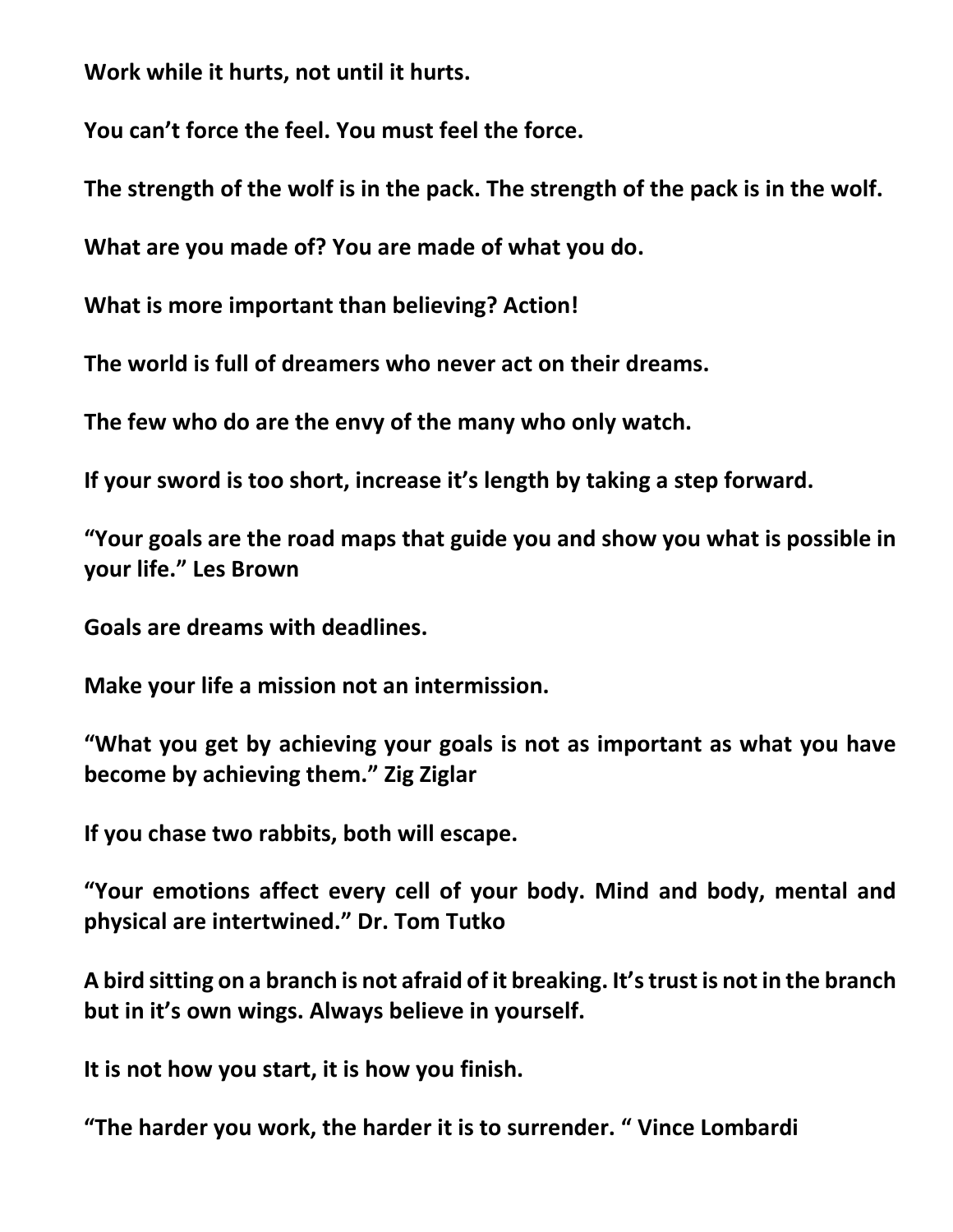**Work while it hurts, not until it hurts.**

**You can't force the feel. You must feel the force.**

**The strength of the wolf is in the pack. The strength of the pack is in the wolf.**

**What are you made of? You are made of what you do.**

**What is more important than believing? Action!**

**The world is full of dreamers who never act on their dreams.**

**The few who do are the envy of the many who only watch.**

**If your sword is too short, increase it's length by taking a step forward.**

**"Your goals are the road maps that guide you and show you what is possible in your life." Les Brown**

**Goals are dreams with deadlines.**

**Make your life a mission not an intermission.**

**"What you get by achieving your goals is not as important as what you have become by achieving them." Zig Ziglar**

**If you chase two rabbits, both will escape.**

**"Your emotions affect every cell of your body. Mind and body, mental and physical are intertwined." Dr. Tom Tutko**

**A bird sitting on a branch is not afraid of it breaking. It's trust is not in the branch but in it's own wings. Always believe in yourself.**

**It is not how you start, it is how you finish.**

**"The harder you work, the harder it is to surrender. " Vince Lombardi**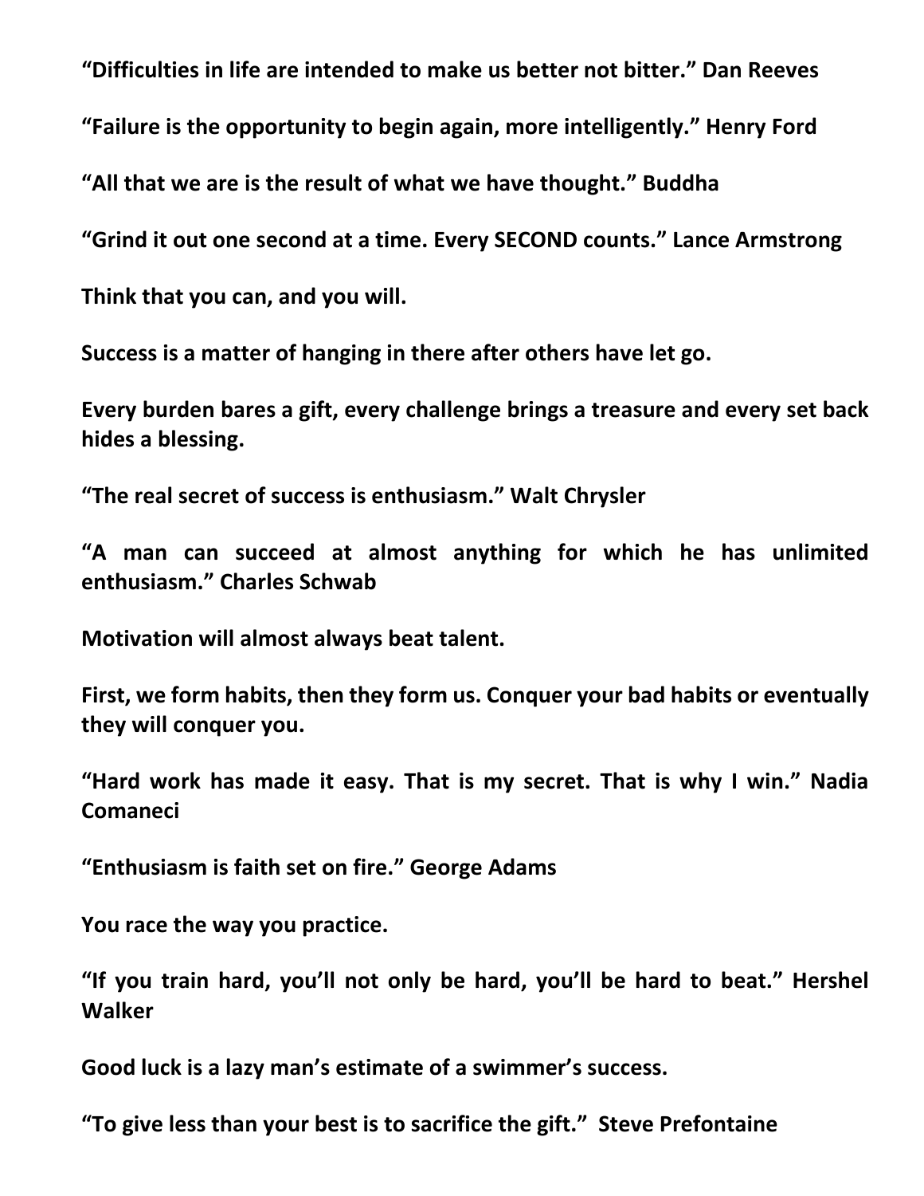**“Difficulties in life are intended to make us better not bitter.” Dan Reeves**

**“Failure is the opportunity to begin again, more intelligently.” Henry Ford**

**“All that we are is the result of what we have thought.” Buddha**

**“Grind it out one second at a time. Every SECOND counts.” Lance Armstrong**

**Think that you can, and you will.**

**Success is a matter of hanging in there after others have let go.**

**Every burden bares a gift, every challenge brings a treasure and every set back hides a blessing.**

**“The real secret of success is enthusiasm.” Walt Chrysler**

**“A man can succeed at almost anything for which he has unlimited enthusiasm.” Charles Schwab**

**Motivation will almost always beat talent.**

**First, we form habits, then they form us. Conquer your bad habits or eventually they will conquer you.**

**“Hard work has made it easy. That is my secret. That is why I win.” Nadia Comaneci**

**“Enthusiasm is faith set on fire.” George Adams**

**You race the way you practice.**

**“If you train hard, you’ll not only be hard, you’ll be hard to beat.” Hershel Walker**

**Good luck is a lazy man’s estimate of a swimmer’s success.**

**“To give less than your best is to sacrifice the gift.” Steve Prefontaine**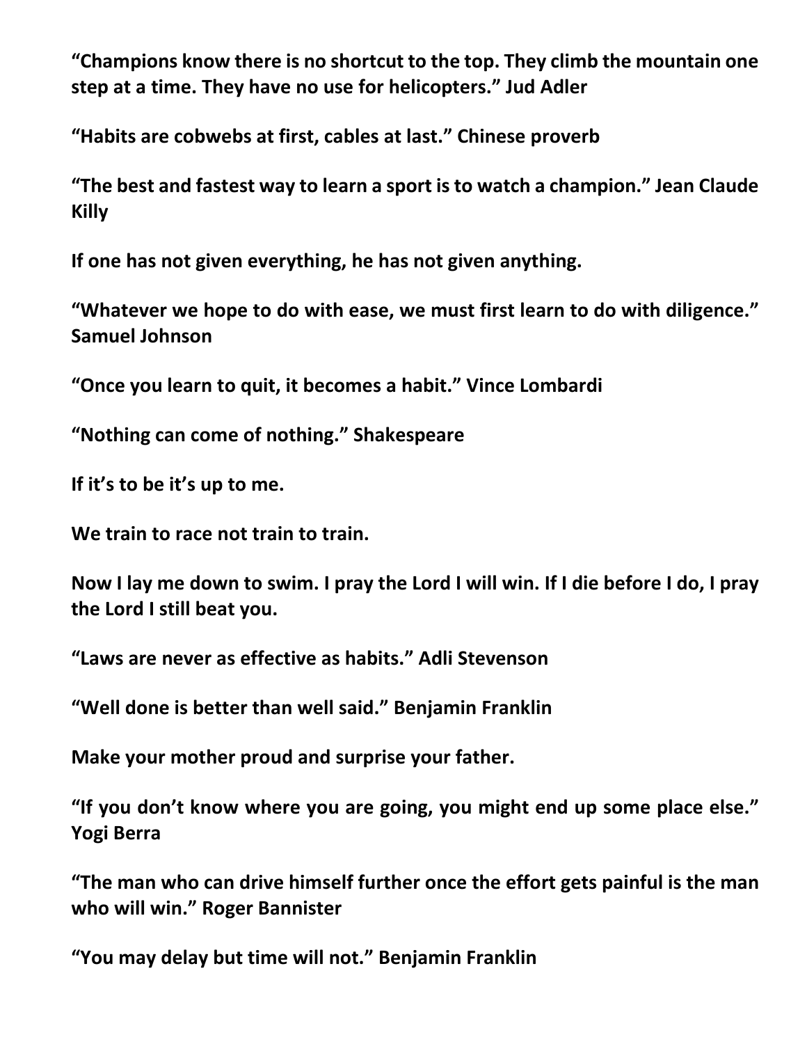**“Champions know there is no shortcut to the top. They climb the mountain one step at a time. They have no use for helicopters.” Jud Adler**

**“Habits are cobwebs at first, cables at last.” Chinese proverb**

**“The best and fastest way to learn a sport is to watch a champion.” Jean Claude Killy**

**If one has not given everything, he has not given anything.**

**“Whatever we hope to do with ease, we must first learn to do with diligence.” Samuel Johnson**

**“Once you learn to quit, it becomes a habit.” Vince Lombardi**

**“Nothing can come of nothing.” Shakespeare**

**If it’s to be it’s up to me.**

**We train to race not train to train.**

**Now I lay me down to swim. I pray the Lord I will win. If I die before I do, I pray the Lord I still beat you.**

**“Laws are never as effective as habits.” Adli Stevenson**

**“Well done is better than well said.” Benjamin Franklin**

**Make your mother proud and surprise your father.**

**“If you don’t know where you are going, you might end up some place else.” Yogi Berra**

**“The man who can drive himself further once the effort gets painful is the man who will win.” Roger Bannister**

**“You may delay but time will not.” Benjamin Franklin**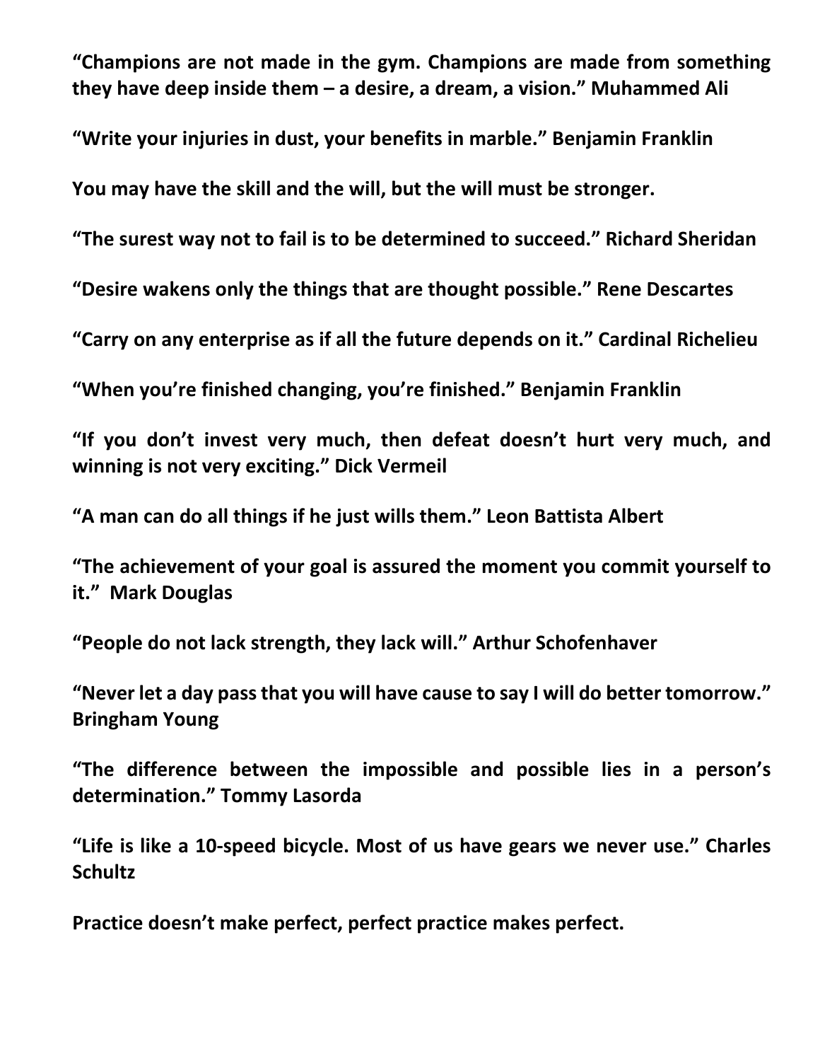**“Champions are not made in the gym. Champions are made from something they have deep inside them – a desire, a dream, a vision.” Muhammed Ali**

**“Write your injuries in dust, your benefits in marble.” Benjamin Franklin**

**You may have the skill and the will, but the will must be stronger.**

**“The surest way not to fail is to be determined to succeed.” Richard Sheridan**

**“Desire wakens only the things that are thought possible.” Rene Descartes**

**“Carry on any enterprise as if all the future depends on it.” Cardinal Richelieu**

**“When you’re finished changing, you’re finished.” Benjamin Franklin**

**“If you don’t invest very much, then defeat doesn’t hurt very much, and winning is not very exciting.” Dick Vermeil**

**“A man can do all things if he just wills them.” Leon Battista Albert**

**“The achievement of your goal is assured the moment you commit yourself to it.” Mark Douglas**

**“People do not lack strength, they lack will.” Arthur Schofenhaver**

**“Never let a day pass that you will have cause to say I will do better tomorrow.” Bringham Young**

**“The difference between the impossible and possible lies in a person’s determination.” Tommy Lasorda**

**“Life is like a 10-speed bicycle. Most of us have gears we never use.” Charles Schultz**

**Practice doesn’t make perfect, perfect practice makes perfect.**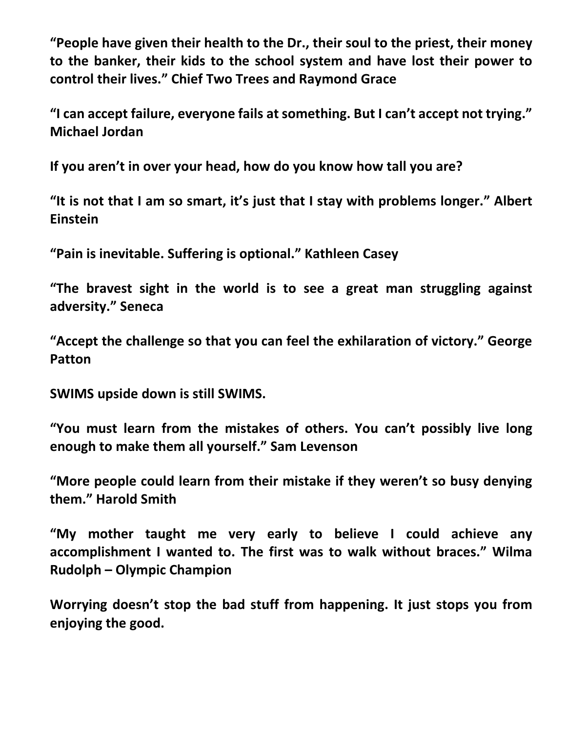**"People have given their health to the Dr., their soul to the priest, their money to the banker, their kids to the school system and have lost their power to control their lives." Chief Two Trees and Raymond Grace**

**"I can accept failure, everyone fails at something. But I can't accept not trying." Michael Jordan**

**If you aren't in over your head, how do you know how tall you are?**

**"It is not that I am so smart, it's just that I stay with problems longer." Albert Einstein**

**"Pain is inevitable. Suffering is optional." Kathleen Casey**

**"The bravest sight in the world is to see a great man struggling against adversity." Seneca**

**"Accept the challenge so that you can feel the exhilaration of victory." George Patton**

**SWIMS upside down is still SWIMS.**

**"You must learn from the mistakes of others. You can't possibly live long enough to make them all yourself." Sam Levenson**

**"More people could learn from their mistake if they weren't so busy denying them." Harold Smith**

**"My mother taught me very early to believe I could achieve any accomplishment I wanted to. The first was to walk without braces." Wilma Rudolph – Olympic Champion**

**Worrying doesn't stop the bad stuff from happening. It just stops you from enjoying the good.**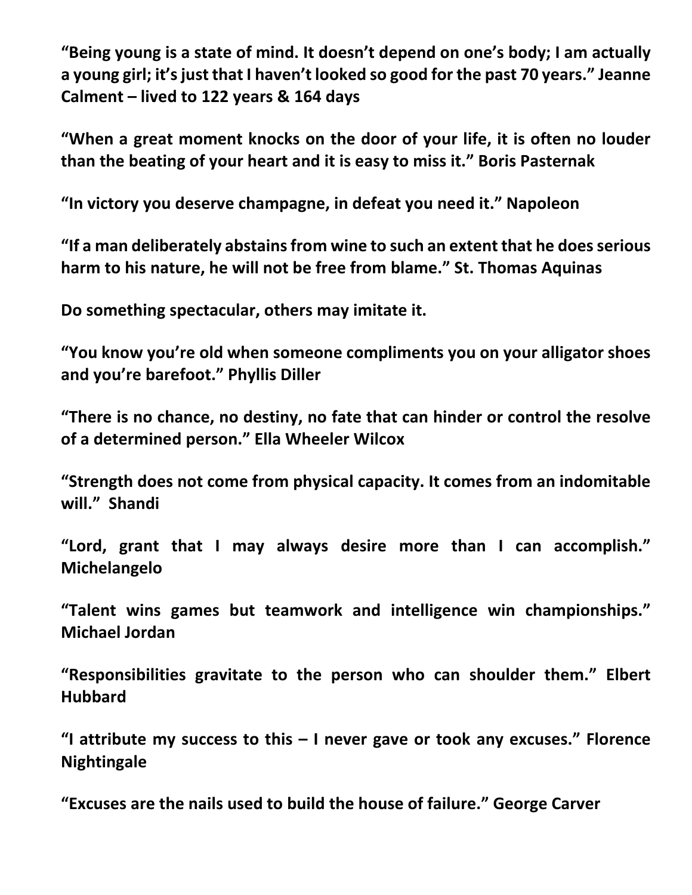**“Being young is a state of mind. It doesn’t depend on one’s body; I am actually a young girl; it’s just that I haven’t looked so good for the past 70 years.” Jeanne Calment – lived to 122 years & 164 days**

**“When a great moment knocks on the door of your life, it is often no louder than the beating of your heart and it is easy to miss it.” Boris Pasternak**

**“In victory you deserve champagne, in defeat you need it.” Napoleon**

**“If a man deliberately abstains from wine to such an extent that he does serious harm to his nature, he will not be free from blame.” St. Thomas Aquinas**

**Do something spectacular, others may imitate it.**

**“You know you’re old when someone compliments you on your alligator shoes and you’re barefoot.” Phyllis Diller**

**“There is no chance, no destiny, no fate that can hinder or control the resolve of a determined person.” Ella Wheeler Wilcox**

**“Strength does not come from physical capacity. It comes from an indomitable will.” Shandi**

**“Lord, grant that I may always desire more than I can accomplish.” Michelangelo**

**“Talent wins games but teamwork and intelligence win championships.” Michael Jordan**

**“Responsibilities gravitate to the person who can shoulder them.” Elbert Hubbard**

**“I attribute my success to this – I never gave or took any excuses.” Florence Nightingale**

**“Excuses are the nails used to build the house of failure.” George Carver**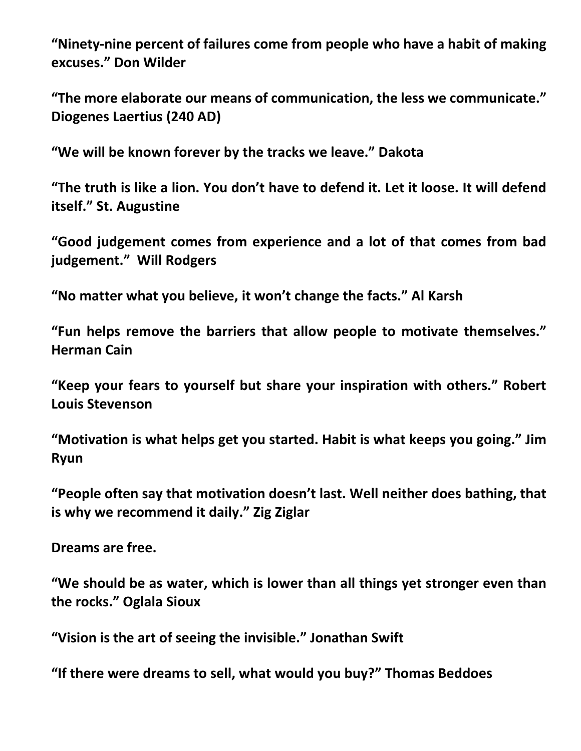**“Ninety-nine percent of failures come from people who have a habit of making excuses.” Don Wilder**

**“The more elaborate our means of communication, the less we communicate.” Diogenes Laertius (240 AD)**

**“We will be known forever by the tracks we leave.” Dakota**

**“The truth is like a lion. You don’t have to defend it. Let it loose. It will defend itself.” St. Augustine**

**“Good judgement comes from experience and a lot of that comes from bad judgement.” Will Rodgers**

**“No matter what you believe, it won’t change the facts.” Al Karsh**

**“Fun helps remove the barriers that allow people to motivate themselves.” Herman Cain**

**“Keep your fears to yourself but share your inspiration with others.” Robert Louis Stevenson**

**“Motivation is what helps get you started. Habit is what keeps you going.” Jim Ryun**

**“People often say that motivation doesn’t last. Well neither does bathing, that is why we recommend it daily.” Zig Ziglar**

**Dreams are free.**

**“We should be as water, which is lower than all things yet stronger even than the rocks.” Oglala Sioux**

**“Vision is the art of seeing the invisible.” Jonathan Swift**

**“If there were dreams to sell, what would you buy?” Thomas Beddoes**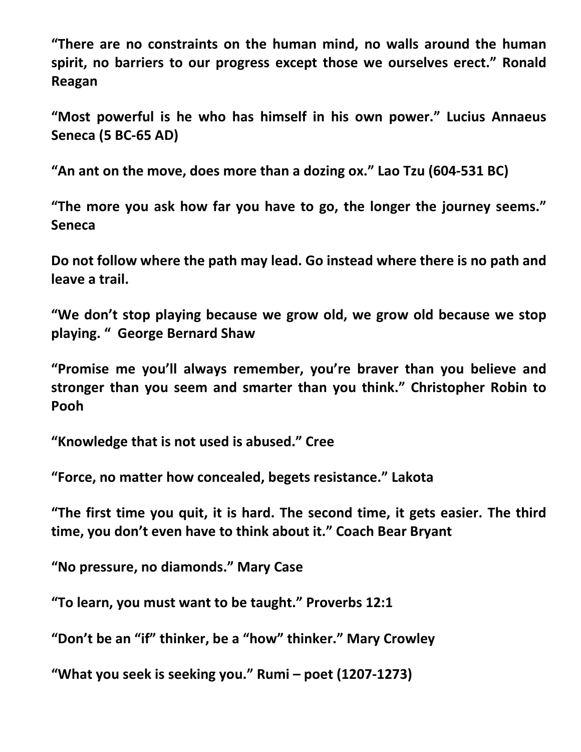**“There are no constraints on the human mind, no walls around the human spirit, no barriers to our progress except those we ourselves erect.” Ronald Reagan**

**“Most powerful is he who has himself in his own power.” Lucius Annaeus Seneca (5 BC-65 AD)**

**“An ant on the move, does more than a dozing ox.” Lao Tzu (604-531 BC)**

**“The more you ask how far you have to go, the longer the journey seems.” Seneca**

**Do not follow where the path may lead. Go instead where there is no path and leave a trail.**

**“We don’t stop playing because we grow old, we grow old because we stop playing. “ George Bernard Shaw**

**“Promise me you’ll always remember, you’re braver than you believe and stronger than you seem and smarter than you think.” Christopher Robin to Pooh**

**“Knowledge that is not used is abused.” Cree**

**“Force, no matter how concealed, begets resistance.” Lakota**

**“The first time you quit, it is hard. The second time, it gets easier. The third time, you don’t even have to think about it.” Coach Bear Bryant**

**“No pressure, no diamonds.” Mary Case**

**“To learn, you must want to be taught.” Proverbs 12:1**

**“Don’t be an “if” thinker, be a “how” thinker.” Mary Crowley**

**“What you seek is seeking you.” Rumi – poet (1207-1273)**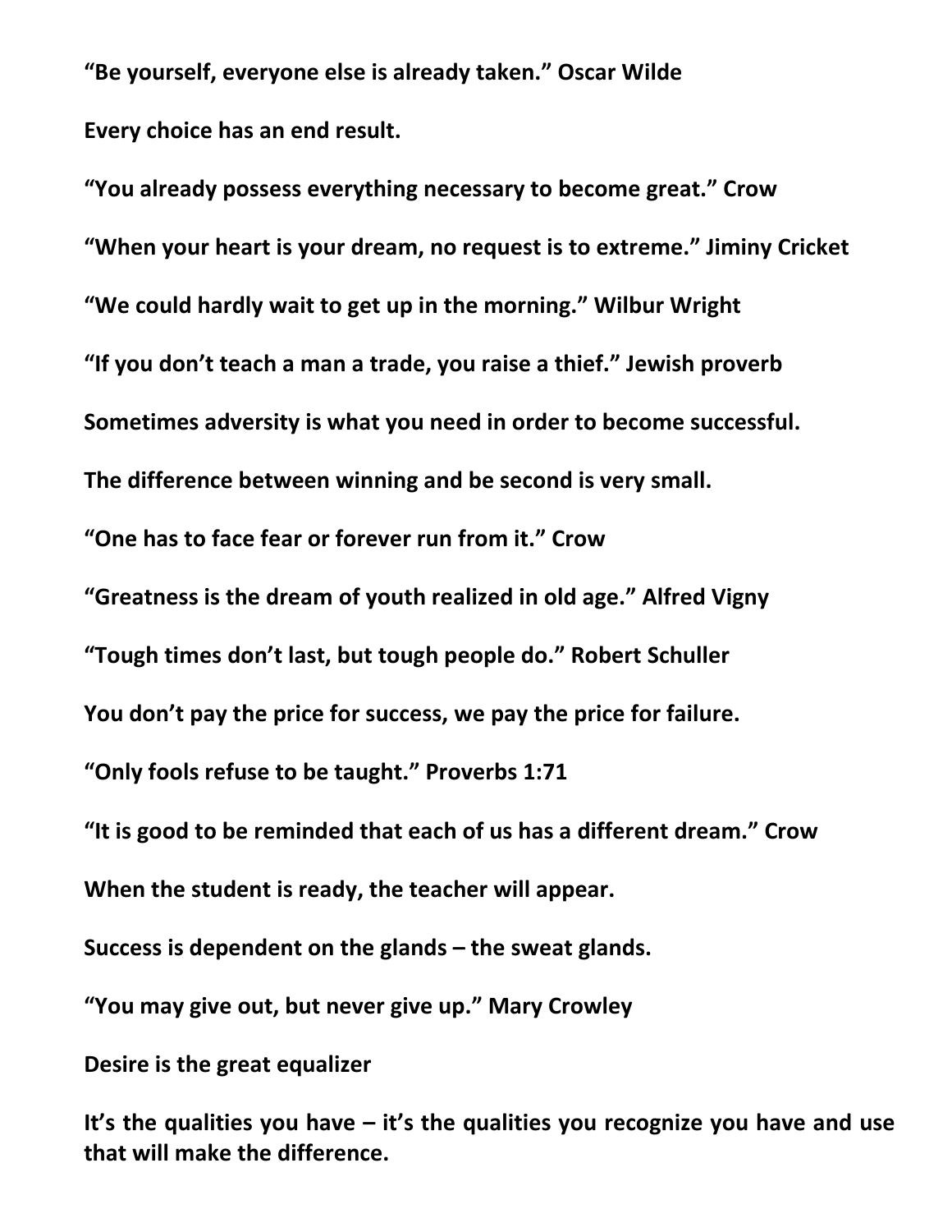**“Be yourself, everyone else is already taken.” Oscar Wilde**

**Every choice has an end result.**

**“You already possess everything necessary to become great.” Crow**

**“When your heart is your dream, no request is to extreme.” Jiminy Cricket**

**“We could hardly wait to get up in the morning.” Wilbur Wright**

**“If you don’t teach a man a trade, you raise a thief.” Jewish proverb**

**Sometimes adversity is what you need in order to become successful.**

**The difference between winning and be second is very small.**

**“One has to face fear or forever run from it.” Crow**

**“Greatness is the dream of youth realized in old age.” Alfred Vigny**

**“Tough times don’t last, but tough people do.” Robert Schuller**

**You don’t pay the price for success, we pay the price for failure.**

**“Only fools refuse to be taught.” Proverbs 1:71**

**“It is good to be reminded that each of us has a different dream.” Crow**

**When the student is ready, the teacher will appear.**

**Success is dependent on the glands – the sweat glands.**

**“You may give out, but never give up.” Mary Crowley**

**Desire is the great equalizer**

**It’s the qualities you have – it’s the qualities you recognize you have and use that will make the difference.**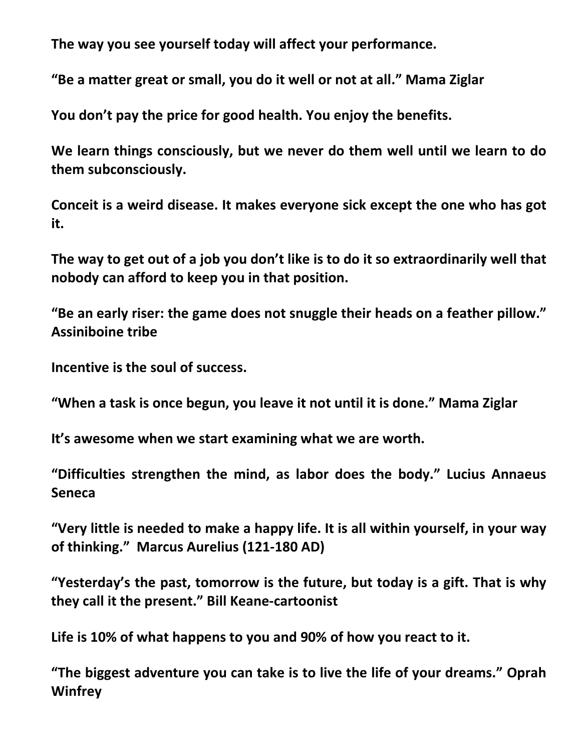**The way you see yourself today will affect your performance.**

**"Be a matter great or small, you do it well or not at all." Mama Ziglar**

**You don't pay the price for good health. You enjoy the benefits.**

**We learn things consciously, but we never do them well until we learn to do them subconsciously.**

**Conceit is a weird disease. It makes everyone sick except the one who has got it.**

**The way to get out of a job you don't like is to do it so extraordinarily well that nobody can afford to keep you in that position.**

**"Be an early riser: the game does not snuggle their heads on a feather pillow." Assiniboine tribe**

**Incentive is the soul of success.**

**"When a task is once begun, you leave it not until it is done." Mama Ziglar**

**It's awesome when we start examining what we are worth.**

**"Difficulties strengthen the mind, as labor does the body." Lucius Annaeus Seneca**

**"Very little is needed to make a happy life. It is all within yourself, in your way of thinking." Marcus Aurelius (121-180 AD)**

**"Yesterday's the past, tomorrow is the future, but today is a gift. That is why they call it the present." Bill Keane-cartoonist**

**Life is 10% of what happens to you and 90% of how you react to it.**

**"The biggest adventure you can take is to live the life of your dreams." Oprah Winfrey**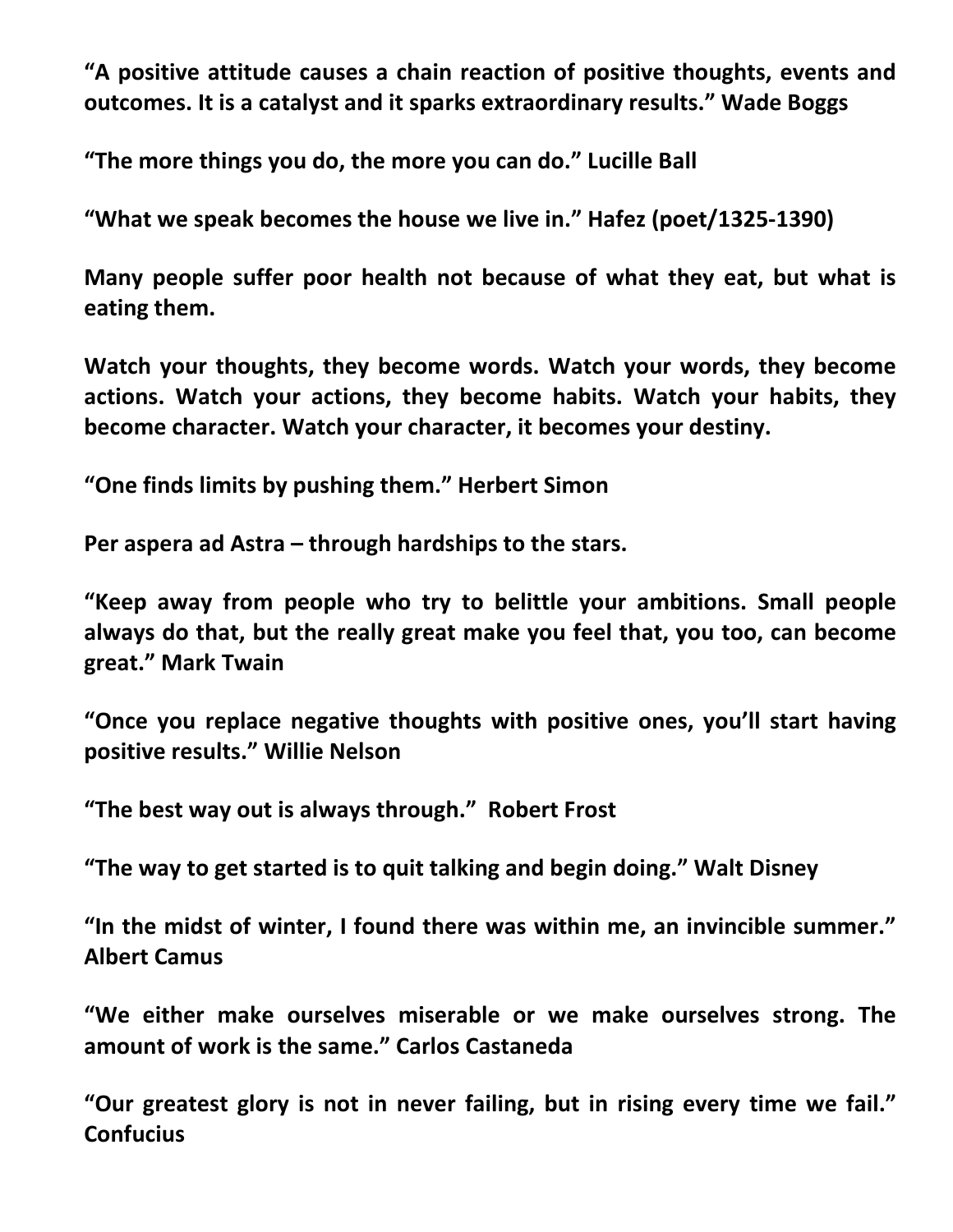**“A positive attitude causes a chain reaction of positive thoughts, events and outcomes. It is a catalyst and it sparks extraordinary results.” Wade Boggs**

**“The more things you do, the more you can do.” Lucille Ball**

**“What we speak becomes the house we live in.” Hafez (poet/1325-1390)**

**Many people suffer poor health not because of what they eat, but what is eating them.**

**Watch your thoughts, they become words. Watch your words, they become actions. Watch your actions, they become habits. Watch your habits, they become character. Watch your character, it becomes your destiny.**

**“One finds limits by pushing them.” Herbert Simon**

**Per aspera ad Astra – through hardships to the stars.**

**“Keep away from people who try to belittle your ambitions. Small people always do that, but the really great make you feel that, you too, can become great.” Mark Twain**

**“Once you replace negative thoughts with positive ones, you’ll start having positive results.” Willie Nelson**

**“The best way out is always through.” Robert Frost**

**“The way to get started is to quit talking and begin doing.” Walt Disney**

**“In the midst of winter, I found there was within me, an invincible summer.” Albert Camus**

**“We either make ourselves miserable or we make ourselves strong. The amount of work is the same.” Carlos Castaneda**

**“Our greatest glory is not in never failing, but in rising every time we fail.” Confucius**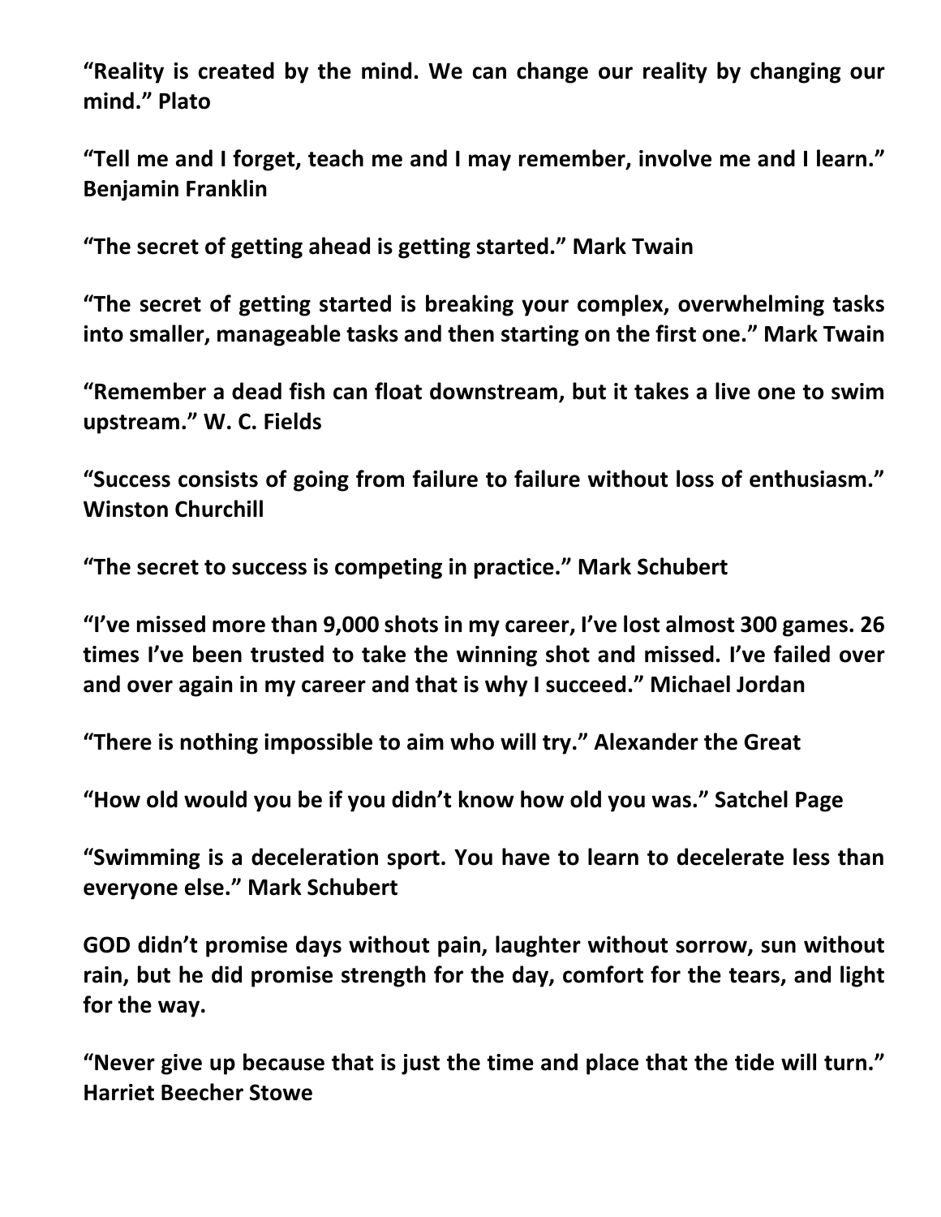**“Reality is created by the mind. We can change our reality by changing our mind.” Plato**

**“Tell me and I forget, teach me and I may remember, involve me and I learn.” Benjamin Franklin**

**“The secret of getting ahead is getting started.” Mark Twain**

**“The secret of getting started is breaking your complex, overwhelming tasks into smaller, manageable tasks and then starting on the first one.” Mark Twain**

**“Remember a dead fish can float downstream, but it takes a live one to swim upstream.” W. C. Fields**

**“Success consists of going from failure to failure without loss of enthusiasm.” Winston Churchill**

**“The secret to success is competing in practice.” Mark Schubert**

**“I’ve missed more than 9,000 shots in my career, I’ve lost almost 300 games. 26 times I’ve been trusted to take the winning shot and missed. I’ve failed over and over again in my career and that is why I succeed.” Michael Jordan**

**“There is nothing impossible to aim who will try.” Alexander the Great**

**“How old would you be if you didn’t know how old you was.” Satchel Page**

**“Swimming is a deceleration sport. You have to learn to decelerate less than everyone else.” Mark Schubert**

**GOD didn’t promise days without pain, laughter without sorrow, sun without rain, but he did promise strength for the day, comfort for the tears, and light for the way.**

**“Never give up because that is just the time and place that the tide will turn.” Harriet Beecher Stowe**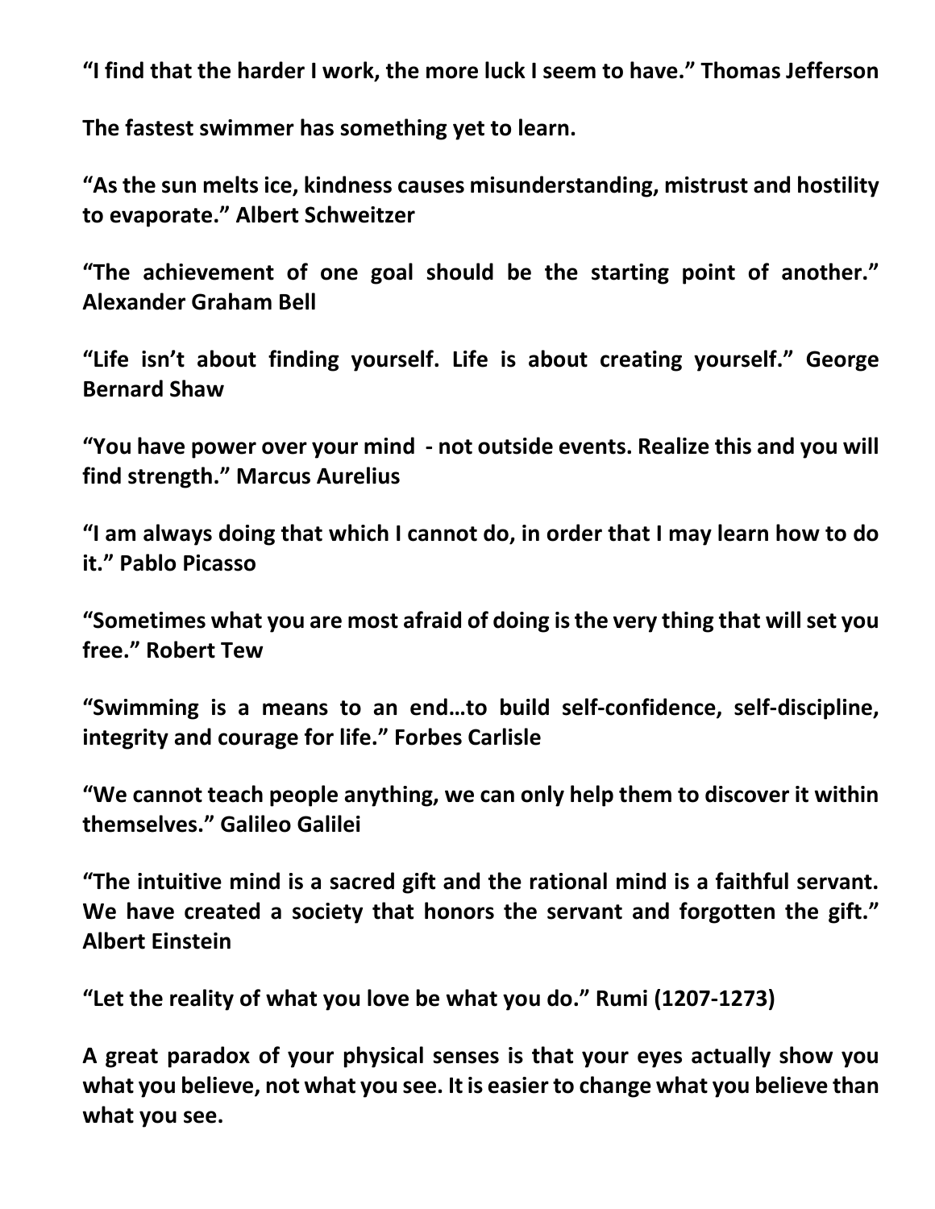**“I find that the harder I work, the more luck I seem to have.” Thomas Jefferson**

**The fastest swimmer has something yet to learn.**

**“As the sun melts ice, kindness causes misunderstanding, mistrust and hostility to evaporate.” Albert Schweitzer**

**“The achievement of one goal should be the starting point of another.” Alexander Graham Bell**

**“Life isn’t about finding yourself. Life is about creating yourself.” George Bernard Shaw**

**“You have power over your mind - not outside events. Realize this and you will find strength.” Marcus Aurelius**

**“I am always doing that which I cannot do, in order that I may learn how to do it.” Pablo Picasso**

**“Sometimes what you are most afraid of doing is the very thing that will set you free.” Robert Tew**

**“Swimming is a means to an end…to build self-confidence, self-discipline, integrity and courage for life.” Forbes Carlisle**

**“We cannot teach people anything, we can only help them to discover it within themselves.” Galileo Galilei**

**“The intuitive mind is a sacred gift and the rational mind is a faithful servant. We have created a society that honors the servant and forgotten the gift.” Albert Einstein**

**“Let the reality of what you love be what you do.” Rumi (1207-1273)**

**A great paradox of your physical senses is that your eyes actually show you what you believe, not what you see. It is easier to change what you believe than what you see.**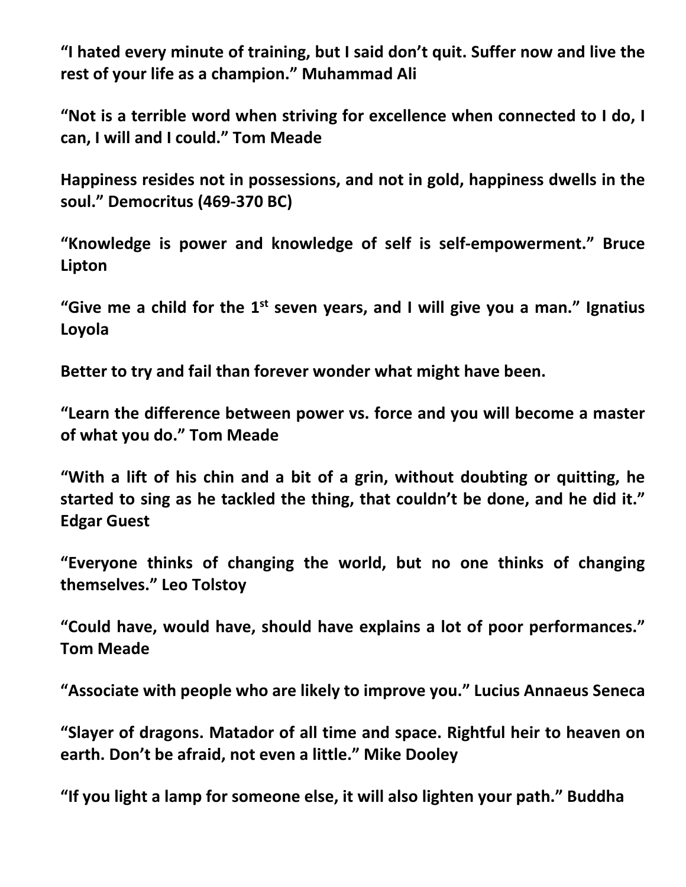**“I hated every minute of training, but I said don’t quit. Suffer now and live the rest of your life as a champion.” Muhammad Ali**

**“Not is a terrible word when striving for excellence when connected to I do, I can, I will and I could.” Tom Meade**

**Happiness resides not in possessions, and not in gold, happiness dwells in the soul.” Democritus (469-370 BC)**

**“Knowledge is power and knowledge of self is self-empowerment.” Bruce Lipton**

**“Give me a child for the 1st seven years, and I will give you a man.” Ignatius Loyola**

**Better to try and fail than forever wonder what might have been.**

**“Learn the difference between power vs. force and you will become a master of what you do.” Tom Meade**

**“With a lift of his chin and a bit of a grin, without doubting or quitting, he started to sing as he tackled the thing, that couldn’t be done, and he did it.” Edgar Guest**

**“Everyone thinks of changing the world, but no one thinks of changing themselves.” Leo Tolstoy**

**“Could have, would have, should have explains a lot of poor performances.” Tom Meade**

**“Associate with people who are likely to improve you.” Lucius Annaeus Seneca**

**“Slayer of dragons. Matador of all time and space. Rightful heir to heaven on earth. Don’t be afraid, not even a little.” Mike Dooley**

**“If you light a lamp for someone else, it will also lighten your path.” Buddha**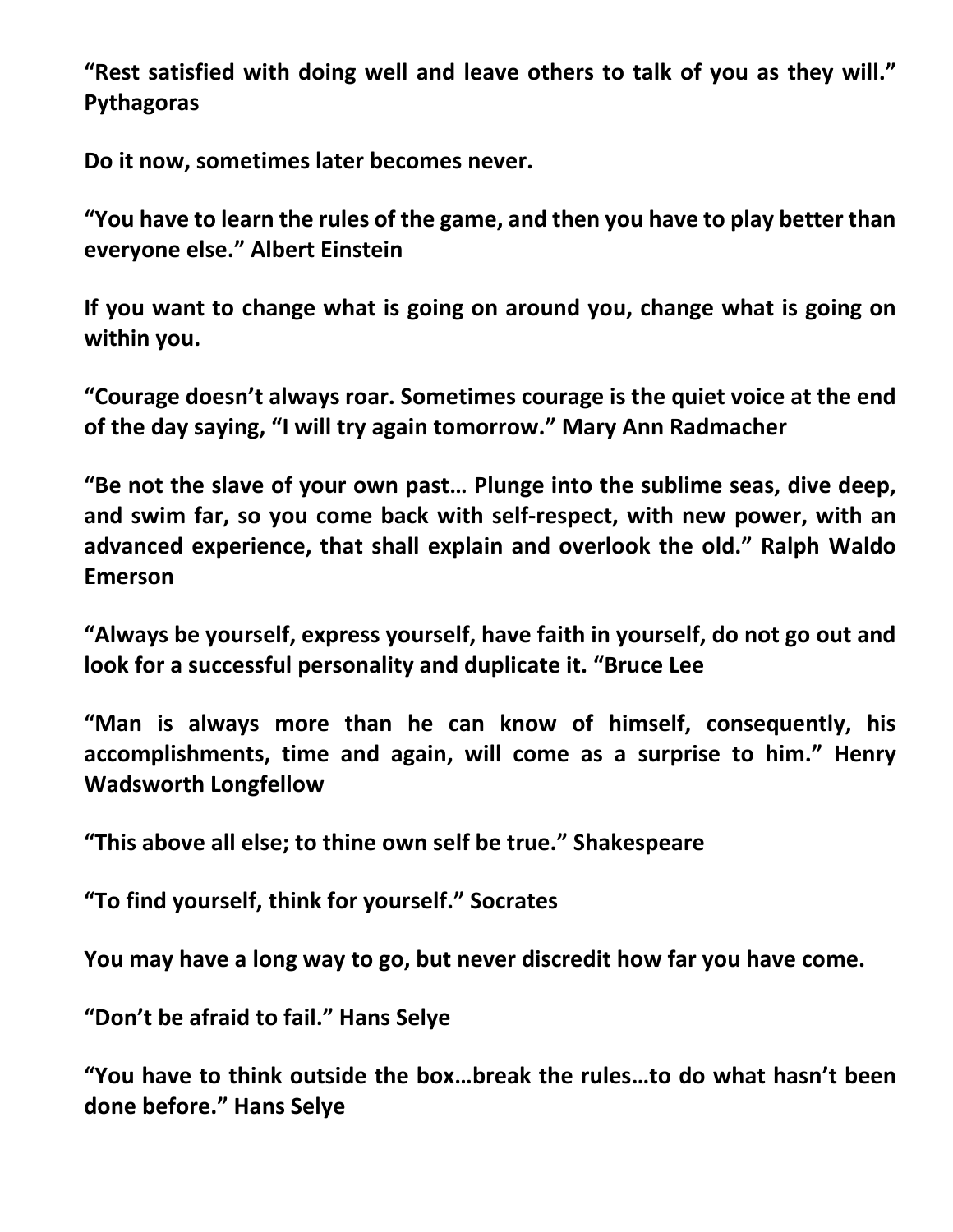**“Rest satisfied with doing well and leave others to talk of you as they will.” Pythagoras**

**Do it now, sometimes later becomes never.**

**“You have to learn the rules of the game, and then you have to play better than everyone else.” Albert Einstein**

**If you want to change what is going on around you, change what is going on within you.**

**“Courage doesn’t always roar. Sometimes courage is the quiet voice at the end of the day saying, “I will try again tomorrow.” Mary Ann Radmacher**

**“Be not the slave of your own past… Plunge into the sublime seas, dive deep, and swim far, so you come back with self-respect, with new power, with an advanced experience, that shall explain and overlook the old.” Ralph Waldo Emerson**

**“Always be yourself, express yourself, have faith in yourself, do not go out and look for a successful personality and duplicate it. “Bruce Lee**

**“Man is always more than he can know of himself, consequently, his accomplishments, time and again, will come as a surprise to him.” Henry Wadsworth Longfellow**

**“This above all else; to thine own self be true.” Shakespeare**

**“To find yourself, think for yourself.” Socrates**

**You may have a long way to go, but never discredit how far you have come.**

**“Don’t be afraid to fail.” Hans Selye**

**“You have to think outside the box…break the rules…to do what hasn’t been done before.” Hans Selye**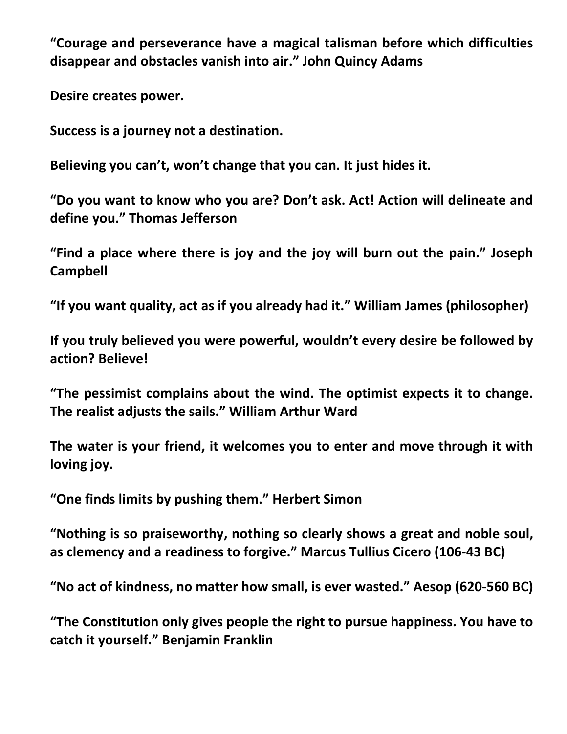**“Courage and perseverance have a magical talisman before which difficulties disappear and obstacles vanish into air.” John Quincy Adams**

**Desire creates power.**

**Success is a journey not a destination.**

**Believing you can’t, won’t change that you can. It just hides it.**

**“Do you want to know who you are? Don’t ask. Act! Action will delineate and define you.” Thomas Jefferson**

**“Find a place where there is joy and the joy will burn out the pain.” Joseph Campbell**

**“If you want quality, act as if you already had it.” William James (philosopher)**

**If you truly believed you were powerful, wouldn’t every desire be followed by action? Believe!**

**“The pessimist complains about the wind. The optimist expects it to change. The realist adjusts the sails.” William Arthur Ward**

**The water is your friend, it welcomes you to enter and move through it with loving joy.**

**“One finds limits by pushing them.” Herbert Simon**

**“Nothing is so praiseworthy, nothing so clearly shows a great and noble soul, as clemency and a readiness to forgive.” Marcus Tullius Cicero (106-43 BC)**

**“No act of kindness, no matter how small, is ever wasted.” Aesop (620-560 BC)**

**“The Constitution only gives people the right to pursue happiness. You have to catch it yourself.” Benjamin Franklin**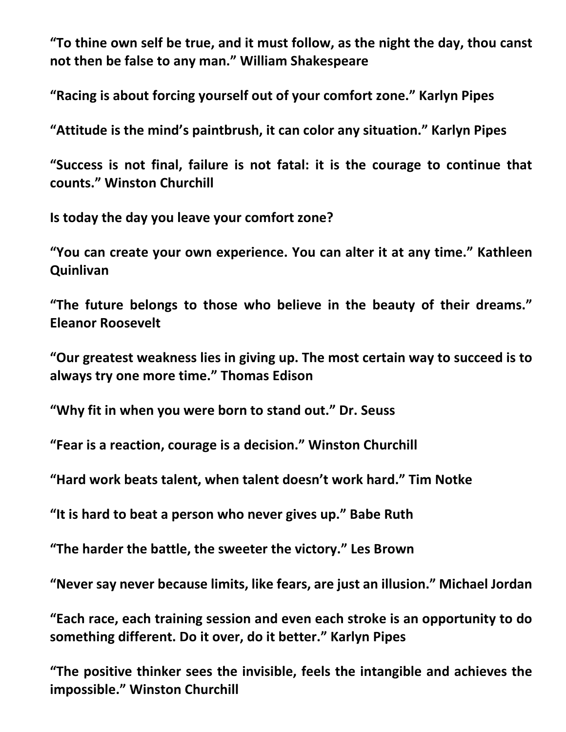**“To thine own self be true, and it must follow, as the night the day, thou canst not then be false to any man.” William Shakespeare**

**“Racing is about forcing yourself out of your comfort zone.” Karlyn Pipes**

**“Attitude is the mind’s paintbrush, it can color any situation.” Karlyn Pipes**

**“Success is not final, failure is not fatal: it is the courage to continue that counts.” Winston Churchill**

**Is today the day you leave your comfort zone?**

**“You can create your own experience. You can alter it at any time.” Kathleen Quinlivan**

**“The future belongs to those who believe in the beauty of their dreams.” Eleanor Roosevelt**

**“Our greatest weakness lies in giving up. The most certain way to succeed is to always try one more time.” Thomas Edison**

**“Why fit in when you were born to stand out.” Dr. Seuss**

**“Fear is a reaction, courage is a decision.” Winston Churchill**

**“Hard work beats talent, when talent doesn’t work hard.” Tim Notke**

**“It is hard to beat a person who never gives up.” Babe Ruth**

**“The harder the battle, the sweeter the victory.” Les Brown**

**“Never say never because limits, like fears, are just an illusion.” Michael Jordan**

**“Each race, each training session and even each stroke is an opportunity to do something different. Do it over, do it better.” Karlyn Pipes**

**“The positive thinker sees the invisible, feels the intangible and achieves the impossible.” Winston Churchill**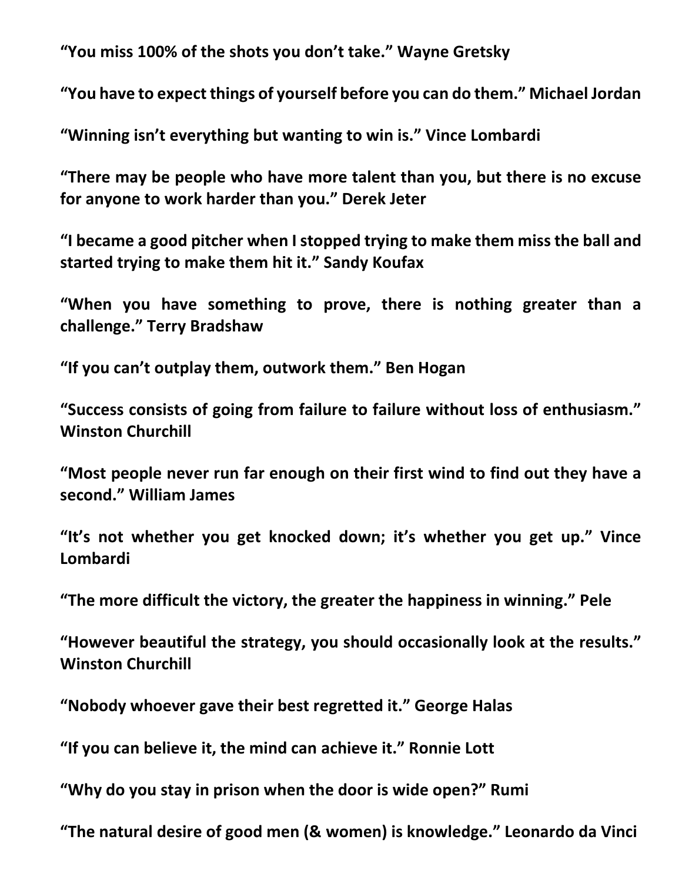**“You miss 100% of the shots you don’t take.” Wayne Gretsky**

**“You have to expect things of yourself before you can do them.” Michael Jordan**

**“Winning isn’t everything but wanting to win is.” Vince Lombardi**

**“There may be people who have more talent than you, but there is no excuse for anyone to work harder than you.” Derek Jeter**

**“I became a good pitcher when I stopped trying to make them miss the ball and started trying to make them hit it.” Sandy Koufax**

**“When you have something to prove, there is nothing greater than a challenge.” Terry Bradshaw**

**“If you can’t outplay them, outwork them.” Ben Hogan**

**“Success consists of going from failure to failure without loss of enthusiasm.” Winston Churchill**

**“Most people never run far enough on their first wind to find out they have a second.” William James**

**“It’s not whether you get knocked down; it’s whether you get up.” Vince Lombardi**

**“The more difficult the victory, the greater the happiness in winning.” Pele**

**“However beautiful the strategy, you should occasionally look at the results.” Winston Churchill**

**“Nobody whoever gave their best regretted it.” George Halas**

**“If you can believe it, the mind can achieve it.” Ronnie Lott**

**“Why do you stay in prison when the door is wide open?” Rumi**

**“The natural desire of good men (& women) is knowledge.” Leonardo da Vinci**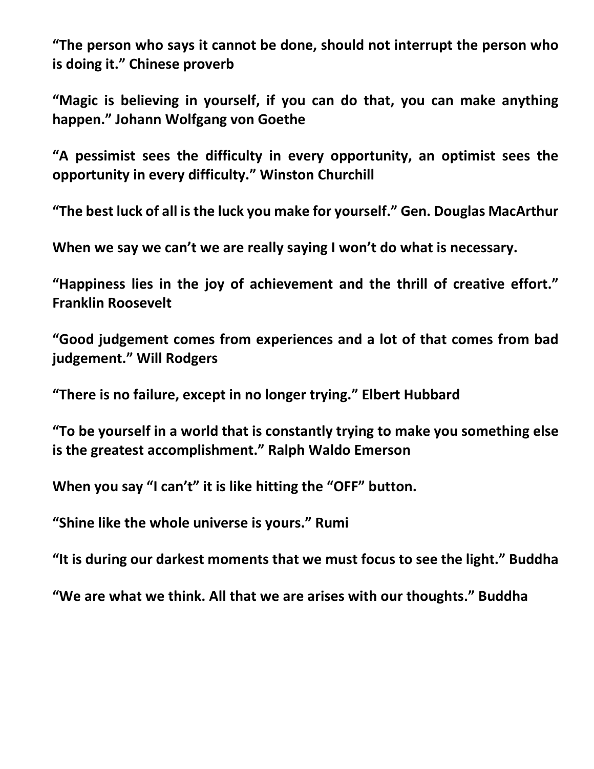**“The person who says it cannot be done, should not interrupt the person who is doing it.” Chinese proverb**

**“Magic is believing in yourself, if you can do that, you can make anything happen.” Johann Wolfgang von Goethe**

**“A pessimist sees the difficulty in every opportunity, an optimist sees the opportunity in every difficulty.” Winston Churchill**

**“The best luck of all is the luck you make for yourself.” Gen. Douglas MacArthur**

**When we say we can’t we are really saying I won’t do what is necessary.**

**“Happiness lies in the joy of achievement and the thrill of creative effort.” Franklin Roosevelt**

**“Good judgement comes from experiences and a lot of that comes from bad judgement.” Will Rodgers**

**“There is no failure, except in no longer trying.” Elbert Hubbard**

**“To be yourself in a world that is constantly trying to make you something else is the greatest accomplishment.” Ralph Waldo Emerson**

**When you say “I can’t” it is like hitting the “OFF” button.**

**“Shine like the whole universe is yours.” Rumi**

**“It is during our darkest moments that we must focus to see the light.” Buddha**

**“We are what we think. All that we are arises with our thoughts.” Buddha**